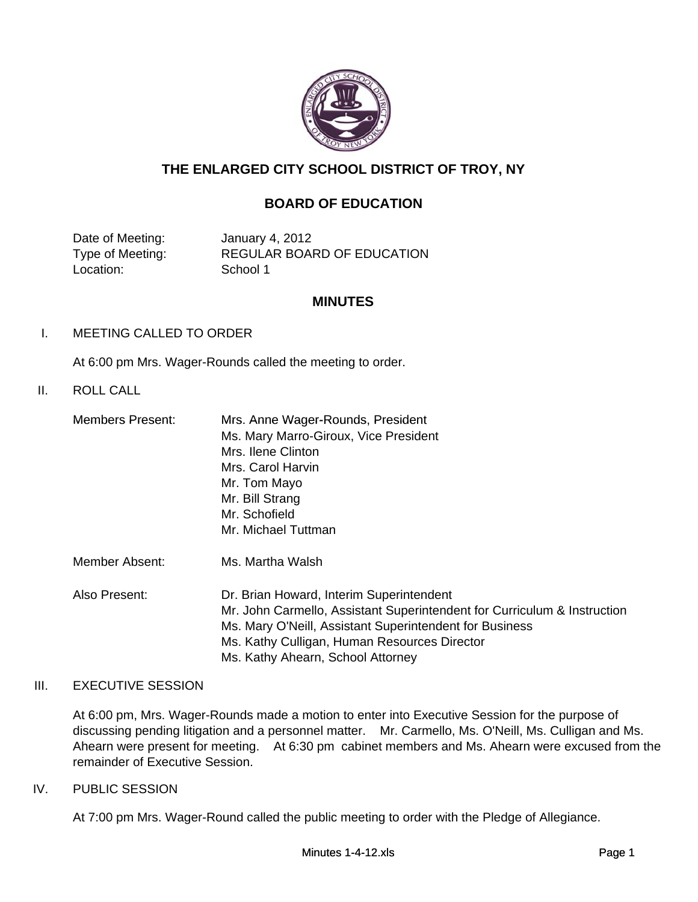# THE ENLARGED CITY SCHOOL DISTRICT OF TROY, NY

## BOARD OF EDUCATION

| | |
|---|---|
| Date of Meeting: | January 4, 2012 |
| Type of Meeting: | REGULAR BOARD OF EDUCATION |
| Location: | School 1 |

## MINUTES

I. MEETING CALLED TO ORDER

At 6:00 pm Mrs. Wager-Rounds called the meeting to order.

II. ROLL CALL

| | |
|---|---|
| Members Present: | Mrs. Anne Wager-Rounds, President |
| | Ms. Mary Marro-Giroux, Vice President |
| | Mrs. Ilene Clinton |
| | Mrs. Carol Harvin |
| | Mr. Tom Mayo |
| | Mr. Bill Strang |
| | Mr. Schofield |
| | Mr. Michael Tuttman |
| Member Absent: | Ms. Martha Walsh |
| Also Present: | Dr. Brian Howard, Interim Superintendent |
| | Mr. John Carmello, Assistant Superintendent for Curriculum & Instruction |
| | Ms. Mary O'Neill, Assistant Superintendent for Business |
| | Ms. Kathy Culligan, Human Resources Director |
| | Ms. Kathy Ahearn, School Attorney |

III. EXECUTIVE SESSION

At 6:00 pm, Mrs. Wager-Rounds made a motion to enter into Executive Session for the purpose of discussing pending litigation and a personnel matter. Mr. Carmello, Ms. O'Neill, Ms. Culligan and Ms. Ahearn were present for meeting. At 6:30 pm cabinet members and Ms. Ahearn were excused from the remainder of Executive Session.

IV. PUBLIC SESSION

At 7:00 pm Mrs. Wager-Round called the public meeting to order with the Pledge of Allegiance.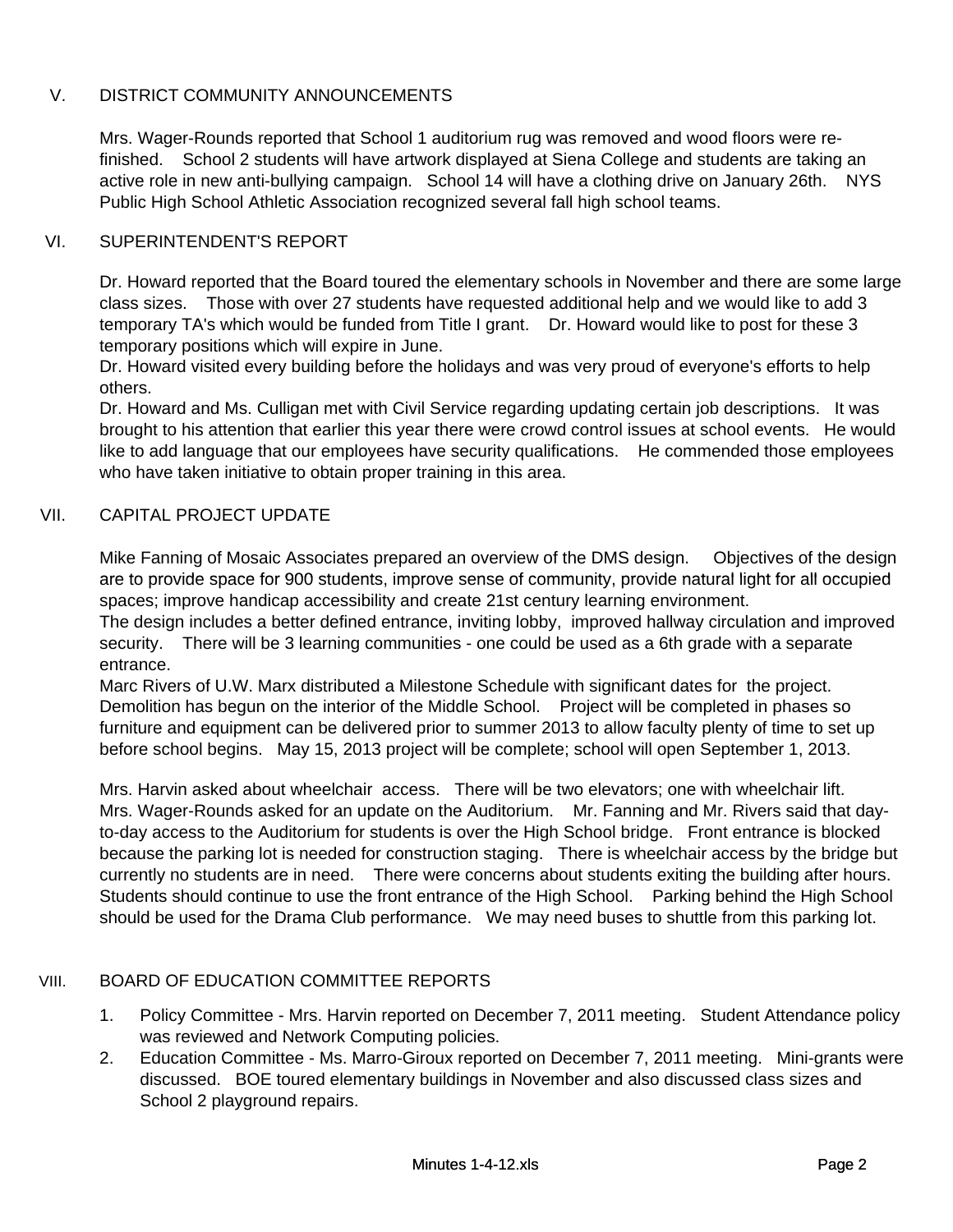## V. DISTRICT COMMUNITY ANNOUNCEMENTS

Mrs. Wager-Rounds reported that School 1 auditorium rug was removed and wood floors were re-finished. School 2 students will have artwork displayed at Siena College and students are taking an active role in new anti-bullying campaign. School 14 will have a clothing drive on January 26th. NYS Public High School Athletic Association recognized several fall high school teams.

## VI. SUPERINTENDENT'S REPORT

Dr. Howard reported that the Board toured the elementary schools in November and there are some large class sizes. Those with over 27 students have requested additional help and we would like to add 3 temporary TA's which would be funded from Title I grant. Dr. Howard would like to post for these 3 temporary positions which will expire in June.
Dr. Howard visited every building before the holidays and was very proud of everyone's efforts to help others.
Dr. Howard and Ms. Culligan met with Civil Service regarding updating certain job descriptions. It was brought to his attention that earlier this year there were crowd control issues at school events. He would like to add language that our employees have security qualifications. He commended those employees who have taken initiative to obtain proper training in this area.

## VII. CAPITAL PROJECT UPDATE

Mike Fanning of Mosaic Associates prepared an overview of the DMS design. Objectives of the design are to provide space for 900 students, improve sense of community, provide natural light for all occupied spaces; improve handicap accessibility and create 21st century learning environment.
The design includes a better defined entrance, inviting lobby, improved hallway circulation and improved security. There will be 3 learning communities - one could be used as a 6th grade with a separate entrance.
Marc Rivers of U.W. Marx distributed a Milestone Schedule with significant dates for the project. Demolition has begun on the interior of the Middle School. Project will be completed in phases so furniture and equipment can be delivered prior to summer 2013 to allow faculty plenty of time to set up before school begins. May 15, 2013 project will be complete; school will open September 1, 2013.

Mrs. Harvin asked about wheelchair access. There will be two elevators; one with wheelchair lift.
Mrs. Wager-Rounds asked for an update on the Auditorium. Mr. Fanning and Mr. Rivers said that day-to-day access to the Auditorium for students is over the High School bridge. Front entrance is blocked because the parking lot is needed for construction staging. There is wheelchair access by the bridge but currently no students are in need. There were concerns about students exiting the building after hours. Students should continue to use the front entrance of the High School. Parking behind the High School should be used for the Drama Club performance. We may need buses to shuttle from this parking lot.

## VIII. BOARD OF EDUCATION COMMITTEE REPORTS

1. Policy Committee - Mrs. Harvin reported on December 7, 2011 meeting. Student Attendance policy was reviewed and Network Computing policies.
2. Education Committee - Ms. Marro-Giroux reported on December 7, 2011 meeting. Mini-grants were discussed. BOE toured elementary buildings in November and also discussed class sizes and School 2 playground repairs.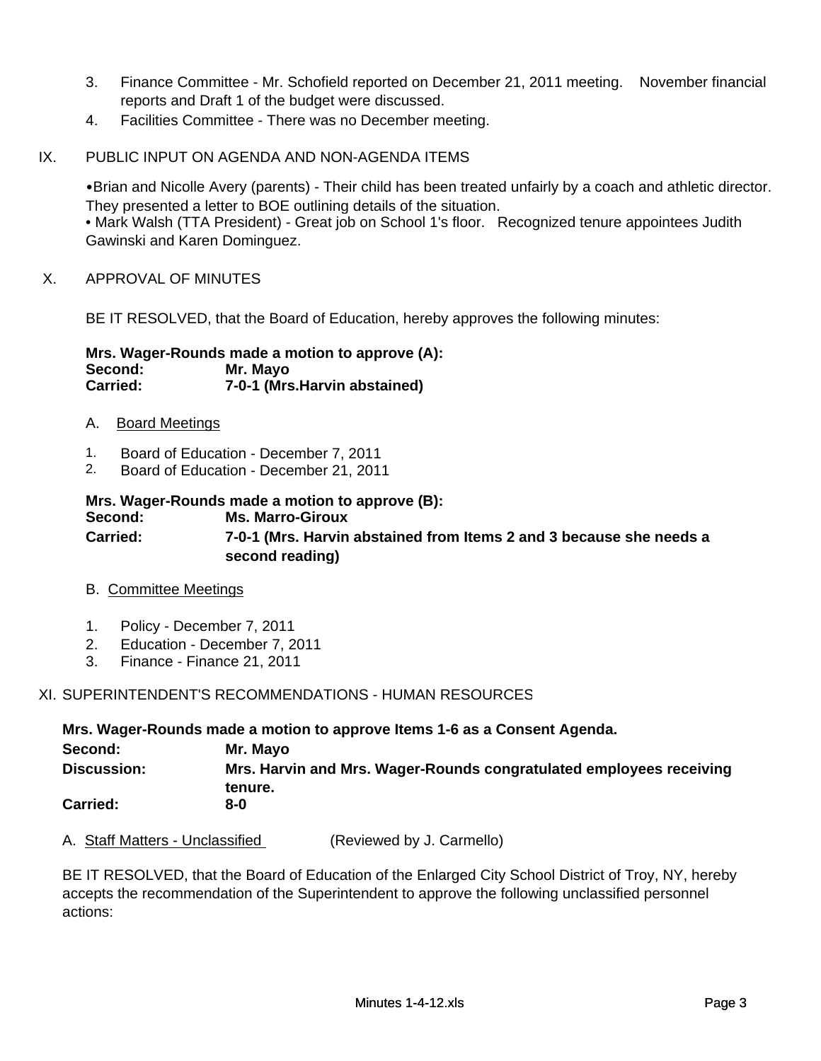3. Finance Committee - Mr. Schofield reported on December 21, 2011 meeting. November financial reports and Draft 1 of the budget were discussed.
4. Facilities Committee - There was no December meeting.

IX. PUBLIC INPUT ON AGENDA AND NON-AGENDA ITEMS

• Brian and Nicolle Avery (parents) - Their child has been treated unfairly by a coach and athletic director. They presented a letter to BOE outlining details of the situation.
• Mark Walsh (TTA President) - Great job on School 1's floor. Recognized tenure appointees Judith Gawinski and Karen Dominguez.

X. APPROVAL OF MINUTES

BE IT RESOLVED, that the Board of Education, hereby approves the following minutes:

**Mrs. Wager-Rounds made a motion to approve (A):**
**Second:** **Mr. Mayo**
**Carried:** **7-0-1 (Mrs.Harvin abstained)**

A. Board Meetings

1. Board of Education - December 7, 2011
2. Board of Education - December 21, 2011

**Mrs. Wager-Rounds made a motion to approve (B):**
**Second:** **Ms. Marro-Giroux**
**Carried:** **7-0-1 (Mrs. Harvin abstained from Items 2 and 3 because she needs a second reading)**

B. Committee Meetings

1. Policy - December 7, 2011
2. Education - December 7, 2011
3. Finance - Finance 21, 2011

XI. SUPERINTENDENT'S RECOMMENDATIONS - HUMAN RESOURCES

**Mrs. Wager-Rounds made a motion to approve Items 1-6 as a Consent Agenda.**
**Second:** **Mr. Mayo**
**Discussion:** **Mrs. Harvin and Mrs. Wager-Rounds congratulated employees receiving tenure.**
**Carried:** **8-0**

A. Staff Matters - Unclassified (Reviewed by J. Carmello)

BE IT RESOLVED, that the Board of Education of the Enlarged City School District of Troy, NY, hereby accepts the recommendation of the Superintendent to approve the following unclassified personnel actions: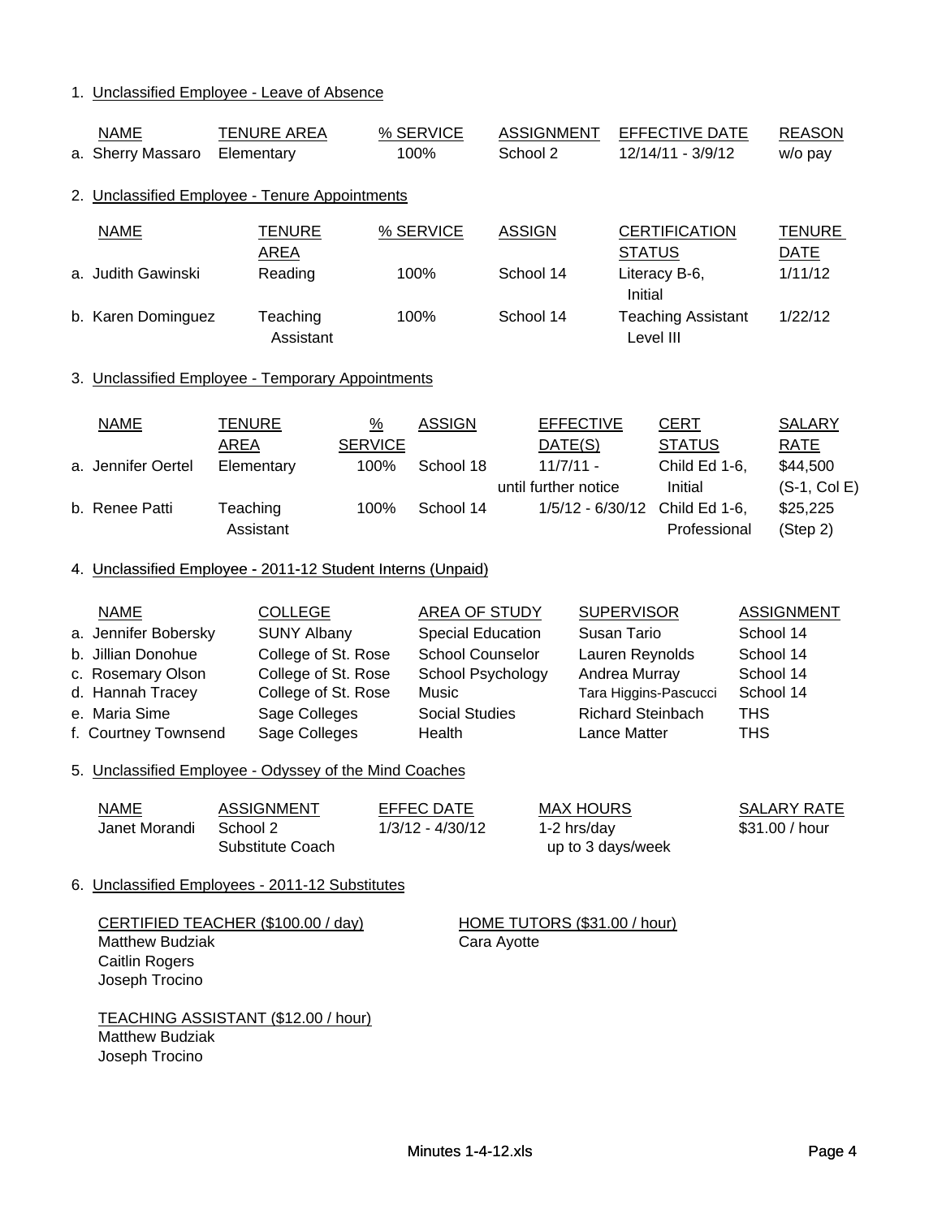1. Unclassified Employee - Leave of Absence

| NAME | TENURE AREA | % SERVICE | ASSIGNMENT | EFFECTIVE DATE | REASON |
|---|---|---|---|---|---|
| a. Sherry Massaro | Elementary | 100% | School 2 | 12/14/11 - 3/9/12 | w/o pay |

2. Unclassified Employee - Tenure Appointments

| NAME | TENURE AREA | % SERVICE | ASSIGN | CERTIFICATION STATUS | TENURE DATE |
|---|---|---|---|---|---|
| a. Judith Gawinski | Reading | 100% | School 14 | Literacy B-6, Initial | 1/11/12 |
| b. Karen Dominguez | Teaching Assistant | 100% | School 14 | Teaching Assistant Level III | 1/22/12 |

3. Unclassified Employee - Temporary Appointments

| NAME | TENURE AREA | % SERVICE | ASSIGN | EFFECTIVE DATE(S) | CERT STATUS | SALARY RATE |
|---|---|---|---|---|---|---|
| a. Jennifer Oertel | Elementary | 100% | School 18 | 11/7/11 - until further notice | Child Ed 1-6, Initial | $44,500 (S-1, Col E) |
| b. Renee Patti | Teaching Assistant | 100% | School 14 | 1/5/12 - 6/30/12 | Child Ed 1-6, Professional | $25,225 (Step 2) |

4. Unclassified Employee - 2011-12 Student Interns (Unpaid)

| NAME | COLLEGE | AREA OF STUDY | SUPERVISOR | ASSIGNMENT |
|---|---|---|---|---|
| a. Jennifer Bobersky | SUNY Albany | Special Education | Susan Tario | School 14 |
| b. Jillian Donohue | College of St. Rose | School Counselor | Lauren Reynolds | School 14 |
| c. Rosemary Olson | College of St. Rose | School Psychology | Andrea Murray | School 14 |
| d. Hannah Tracey | College of St. Rose | Music | Tara Higgins-Pascucci | School 14 |
| e. Maria Sime | Sage Colleges | Social Studies | Richard Steinbach | THS |
| f. Courtney Townsend | Sage Colleges | Health | Lance Matter | THS |

5. Unclassified Employee - Odyssey of the Mind Coaches

| NAME | ASSIGNMENT | EFFEC DATE | MAX HOURS | SALARY RATE |
|---|---|---|---|---|
| Janet Morandi | School 2 Substitute Coach | 1/3/12 - 4/30/12 | 1-2 hrs/day up to 3 days/week | $31.00 / hour |

6. Unclassified Employees - 2011-12 Substitutes

CERTIFIED TEACHER ($100.00 / day)
Matthew Budziak
Caitlin Rogers
Joseph Trocino

HOME TUTORS ($31.00 / hour)
Cara Ayotte

TEACHING ASSISTANT ($12.00 / hour)
Matthew Budziak
Joseph Trocino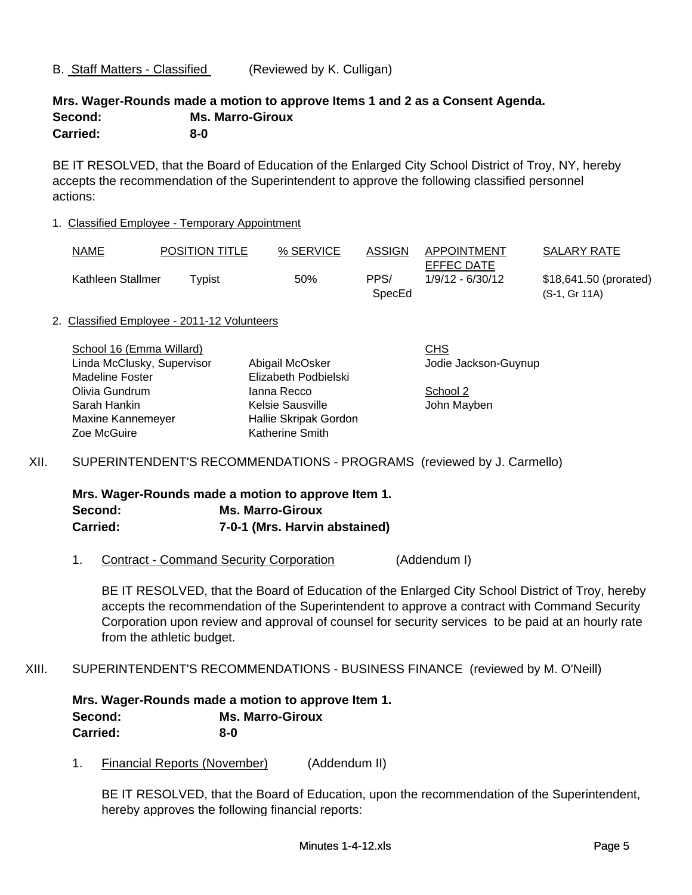B. Staff Matters - Classified (Reviewed by K. Culligan)

**Mrs. Wager-Rounds made a motion to approve Items 1 and 2 as a Consent Agenda.**
**Second: Ms. Marro-Giroux**
**Carried: 8-0**

BE IT RESOLVED, that the Board of Education of the Enlarged City School District of Troy, NY, hereby accepts the recommendation of the Superintendent to approve the following classified personnel actions:

1. Classified Employee - Temporary Appointment

| NAME | POSITION TITLE | % SERVICE | ASSIGN | APPOINTMENT EFFEC DATE | SALARY RATE |
|---|---|---|---|---|---|
| Kathleen Stallmer | Typist | 50% | PPS/ SpecEd | 1/9/12 - 6/30/12 | $18,641.50 (prorated) (S-1, Gr 11A) |

2. Classified Employee - 2011-12 Volunteers

School 16 (Emma Willard)
- Linda McClusky, Supervisor
- Madeline Foster
- Olivia Gundrum
- Sarah Hankin
- Maxine Kannemeyer
- Zoe McGuire
- Abigail McOsker
- Elizabeth Podbielski
- Ianna Recco
- Kelsie Sausville
- Hallie Skripak Gordon
- Katherine Smith

CHS
- Jodie Jackson-Guynup

School 2
- John Mayben

XII. SUPERINTENDENT'S RECOMMENDATIONS - PROGRAMS (reviewed by J. Carmello)

**Mrs. Wager-Rounds made a motion to approve Item 1.**
**Second: Ms. Marro-Giroux**
**Carried: 7-0-1 (Mrs. Harvin abstained)**

1. Contract - Command Security Corporation (Addendum I)

BE IT RESOLVED, that the Board of Education of the Enlarged City School District of Troy, hereby accepts the recommendation of the Superintendent to approve a contract with Command Security Corporation upon review and approval of counsel for security services to be paid at an hourly rate from the athletic budget.

XIII. SUPERINTENDENT'S RECOMMENDATIONS - BUSINESS FINANCE (reviewed by M. O'Neill)

**Mrs. Wager-Rounds made a motion to approve Item 1.**
**Second: Ms. Marro-Giroux**
**Carried: 8-0**

1. Financial Reports (November) (Addendum II)

BE IT RESOLVED, that the Board of Education, upon the recommendation of the Superintendent, hereby approves the following financial reports: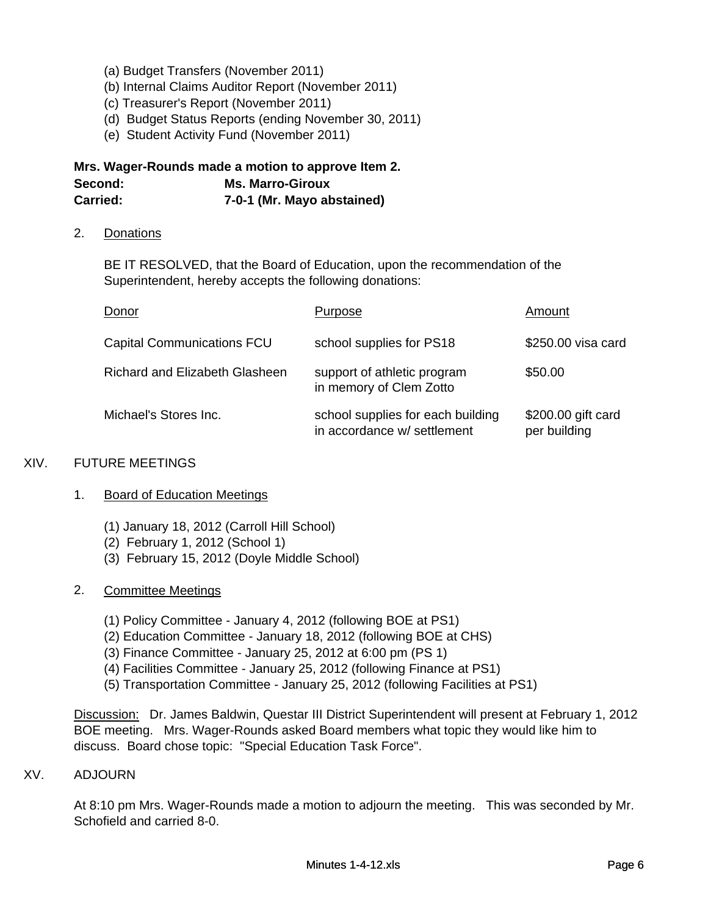(a) Budget Transfers (November 2011)
(b) Internal Claims Auditor Report (November 2011)
(c) Treasurer's Report (November 2011)
(d) Budget Status Reports (ending November 30, 2011)
(e) Student Activity Fund (November 2011)

**Mrs. Wager-Rounds made a motion to approve Item 2.**
**Second: Ms. Marro-Giroux**
**Carried: 7-0-1 (Mr. Mayo abstained)**

2. Donations

BE IT RESOLVED, that the Board of Education, upon the recommendation of the Superintendent, hereby accepts the following donations:

| Donor | Purpose | Amount |
|---|---|---|
| Capital Communications FCU | school supplies for PS18 | \$250.00 visa card |
| Richard and Elizabeth Glasheen | support of athletic program in memory of Clem Zotto | \$50.00 |
| Michael's Stores Inc. | school supplies for each building in accordance w/ settlement | \$200.00 gift card per building |

## XIV. FUTURE MEETINGS

1. Board of Education Meetings

(1) January 18, 2012 (Carroll Hill School)
(2) February 1, 2012 (School 1)
(3) February 15, 2012 (Doyle Middle School)

2. Committee Meetings

(1) Policy Committee - January 4, 2012 (following BOE at PS1)
(2) Education Committee - January 18, 2012 (following BOE at CHS)
(3) Finance Committee - January 25, 2012 at 6:00 pm (PS 1)
(4) Facilities Committee - January 25, 2012 (following Finance at PS1)
(5) Transportation Committee - January 25, 2012 (following Facilities at PS1)

Discussion: Dr. James Baldwin, Questar III District Superintendent will present at February 1, 2012 BOE meeting. Mrs. Wager-Rounds asked Board members what topic they would like him to discuss. Board chose topic: "Special Education Task Force".

## XV. ADJOURN

At 8:10 pm Mrs. Wager-Rounds made a motion to adjourn the meeting. This was seconded by Mr. Schofield and carried 8-0.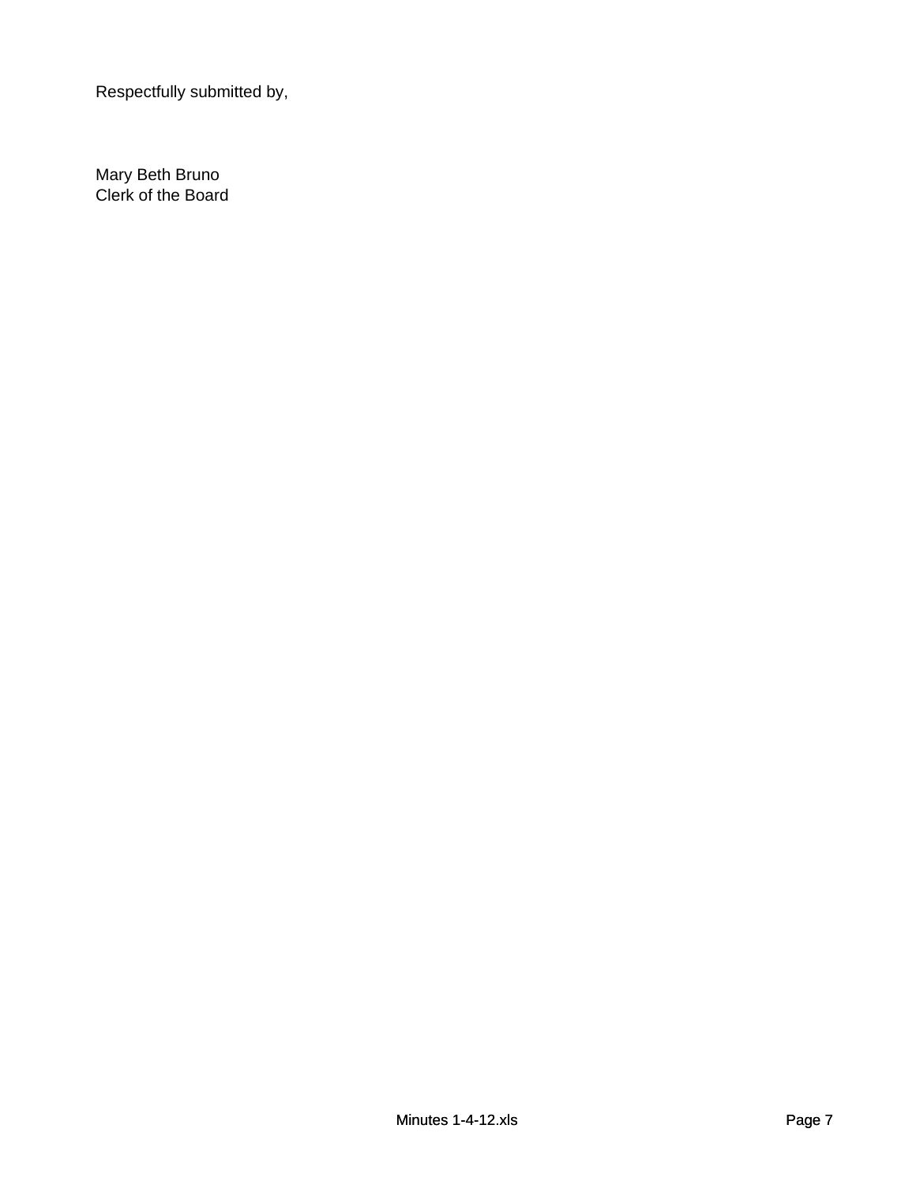Respectfully submitted by,

Mary Beth Bruno
Clerk of the Board